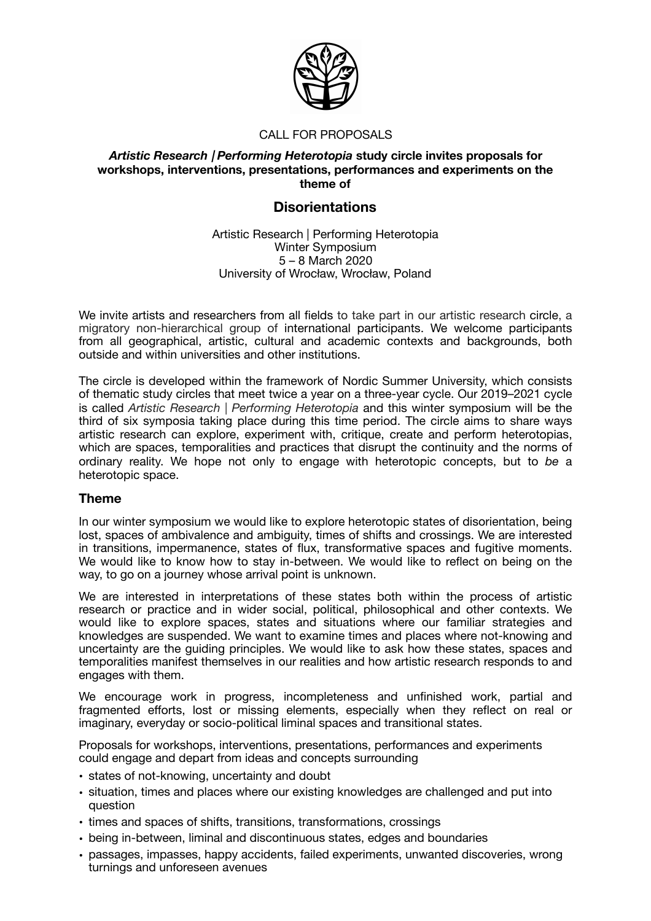CALL FOR PROPOSALS

***Artistic Research | Performing Heterotopia*** **study circle invites proposals for workshops, interventions, presentations, performances and experiments on the theme of**

# Disorientations

Artistic Research | Performing Heterotopia
Winter Symposium
5 – 8 March 2020
University of Wrocław, Wrocław, Poland

We invite artists and researchers from all fields to take part in our artistic research circle, a migratory non-hierarchical group of international participants. We welcome participants from all geographical, artistic, cultural and academic contexts and backgrounds, both outside and within universities and other institutions.

The circle is developed within the framework of Nordic Summer University, which consists of thematic study circles that meet twice a year on a three-year cycle. Our 2019–2021 cycle is called *Artistic Research | Performing Heterotopia* and this winter symposium will be the third of six symposia taking place during this time period. The circle aims to share ways artistic research can explore, experiment with, critique, create and perform heterotopias, which are spaces, temporalities and practices that disrupt the continuity and the norms of ordinary reality. We hope not only to engage with heterotopic concepts, but to *be* a heterotopic space.

## Theme

In our winter symposium we would like to explore heterotopic states of disorientation, being lost, spaces of ambivalence and ambiguity, times of shifts and crossings. We are interested in transitions, impermanence, states of flux, transformative spaces and fugitive moments. We would like to know how to stay in-between. We would like to reflect on being on the way, to go on a journey whose arrival point is unknown.

We are interested in interpretations of these states both within the process of artistic research or practice and in wider social, political, philosophical and other contexts. We would like to explore spaces, states and situations where our familiar strategies and knowledges are suspended. We want to examine times and places where not-knowing and uncertainty are the guiding principles. We would like to ask how these states, spaces and temporalities manifest themselves in our realities and how artistic research responds to and engages with them.

We encourage work in progress, incompleteness and unfinished work, partial and fragmented efforts, lost or missing elements, especially when they reflect on real or imaginary, everyday or socio-political liminal spaces and transitional states.

Proposals for workshops, interventions, presentations, performances and experiments could engage and depart from ideas and concepts surrounding

- states of not-knowing, uncertainty and doubt
- situation, times and places where our existing knowledges are challenged and put into question
- times and spaces of shifts, transitions, transformations, crossings
- being in-between, liminal and discontinuous states, edges and boundaries
- passages, impasses, happy accidents, failed experiments, unwanted discoveries, wrong turnings and unforeseen avenues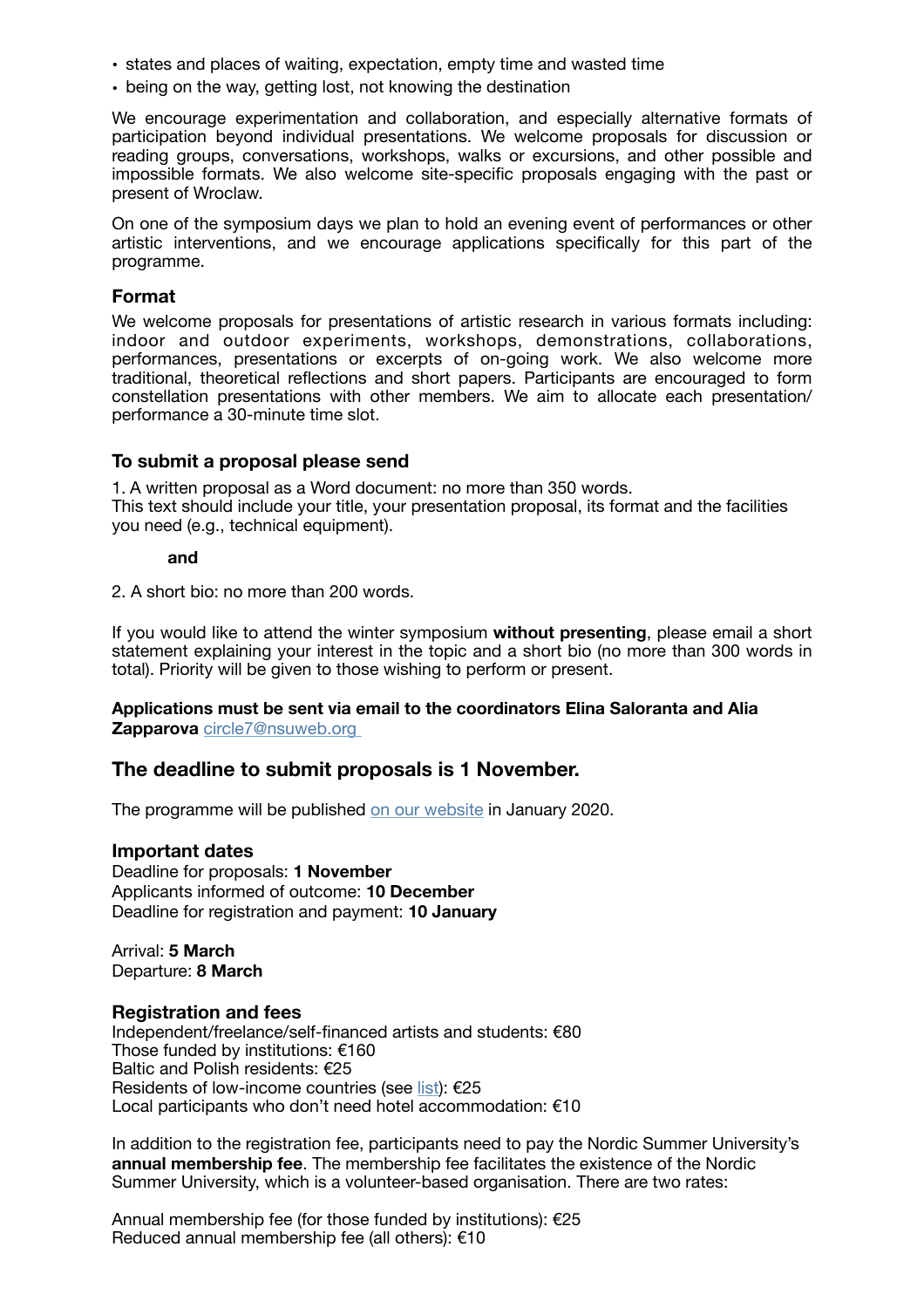- states and places of waiting, expectation, empty time and wasted time
- being on the way, getting lost, not knowing the destination

We encourage experimentation and collaboration, and especially alternative formats of participation beyond individual presentations. We welcome proposals for discussion or reading groups, conversations, workshops, walks or excursions, and other possible and impossible formats. We also welcome site-specific proposals engaging with the past or present of Wroclaw.

On one of the symposium days we plan to hold an evening event of performances or other artistic interventions, and we encourage applications specifically for this part of the programme.

### Format

We welcome proposals for presentations of artistic research in various formats including: indoor and outdoor experiments, workshops, demonstrations, collaborations, performances, presentations or excerpts of on-going work. We also welcome more traditional, theoretical reflections and short papers. Participants are encouraged to form constellation presentations with other members. We aim to allocate each presentation/ performance a 30-minute time slot.

### To submit a proposal please send

1. A written proposal as a Word document: no more than 350 words.
This text should include your title, your presentation proposal, its format and the facilities you need (e.g., technical equipment).

**and**

2. A short bio: no more than 200 words.

If you would like to attend the winter symposium **without presenting**, please email a short statement explaining your interest in the topic and a short bio (no more than 300 words in total). Priority will be given to those wishing to perform or present.

**Applications must be sent via email to the coordinators Elina Saloranta and Alia Zapparova** circle7@nsuweb.org

## The deadline to submit proposals is 1 November.

The programme will be published on our website in January 2020.

### Important dates

Deadline for proposals: **1 November**
Applicants informed of outcome: **10 December**
Deadline for registration and payment: **10 January**

Arrival: **5 March**
Departure: **8 March**

### Registration and fees

Independent/freelance/self-financed artists and students: €80
Those funded by institutions: €160
Baltic and Polish residents: €25
Residents of low-income countries (see list): €25
Local participants who don't need hotel accommodation: €10

In addition to the registration fee, participants need to pay the Nordic Summer University's **annual membership fee**. The membership fee facilitates the existence of the Nordic Summer University, which is a volunteer-based organisation. There are two rates:

Annual membership fee (for those funded by institutions): €25
Reduced annual membership fee (all others): €10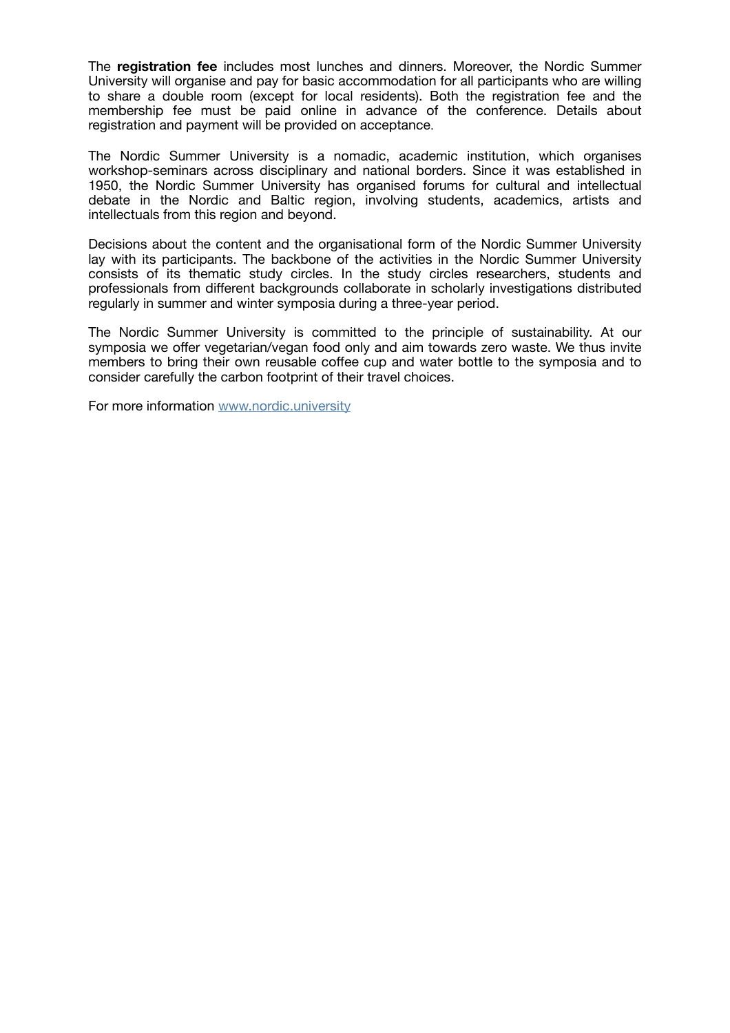The **registration fee** includes most lunches and dinners. Moreover, the Nordic Summer University will organise and pay for basic accommodation for all participants who are willing to share a double room (except for local residents). Both the registration fee and the membership fee must be paid online in advance of the conference. Details about registration and payment will be provided on acceptance.

The Nordic Summer University is a nomadic, academic institution, which organises workshop-seminars across disciplinary and national borders. Since it was established in 1950, the Nordic Summer University has organised forums for cultural and intellectual debate in the Nordic and Baltic region, involving students, academics, artists and intellectuals from this region and beyond.

Decisions about the content and the organisational form of the Nordic Summer University lay with its participants. The backbone of the activities in the Nordic Summer University consists of its thematic study circles. In the study circles researchers, students and professionals from different backgrounds collaborate in scholarly investigations distributed regularly in summer and winter symposia during a three-year period.

The Nordic Summer University is committed to the principle of sustainability. At our symposia we offer vegetarian/vegan food only and aim towards zero waste. We thus invite members to bring their own reusable coffee cup and water bottle to the symposia and to consider carefully the carbon footprint of their travel choices.

For more information [www.nordic.university](http://www.nordic.university)